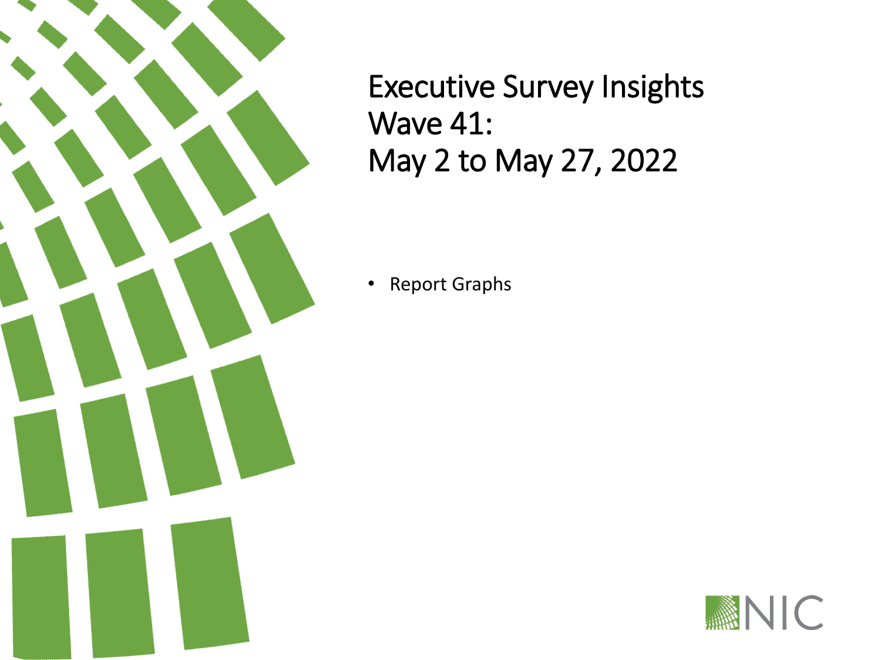# Executive Survey Insights
# Wave 41:
# May 2 to May 27, 2022

- Report Graphs

NIC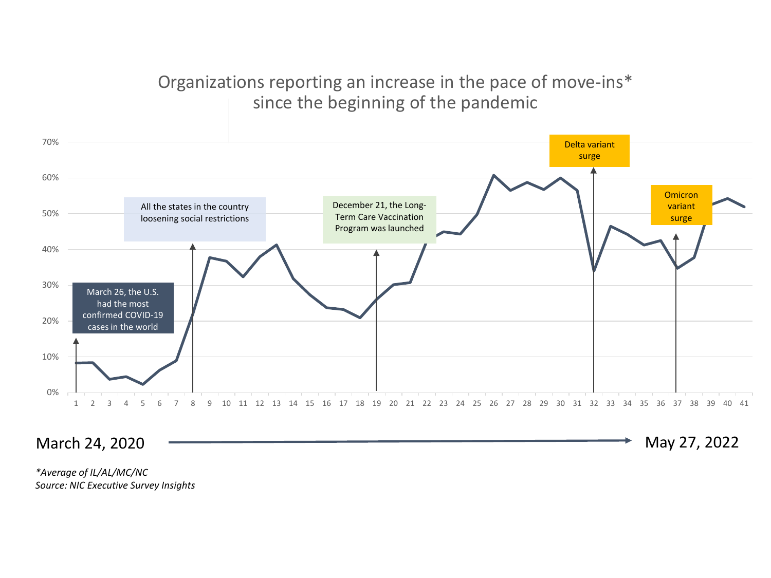## Organizations reporting an increase in the pace of move-ins* since the beginning of the pandemic

March 26, the U.S. had the most confirmed COVID-19 cases in the world

All the states in the country loosening social restrictions

December 21, the Long-Term Care Vaccination Program was launched

Delta variant surge

Omicron variant surge

March 24, 2020 → May 27, 2022

*Average of IL/AL/MC/NC

*Source: NIC Executive Survey Insights*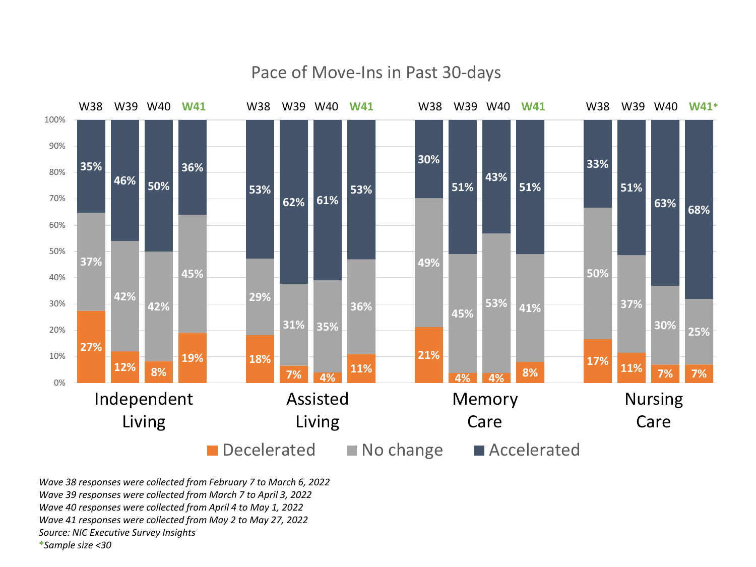# Pace of Move-Ins in Past 30-days

| | Independent Living | | | | Assisted Living | | | | Memory Care | | | | Nursing Care | | | |
|---|---|---|---|---|---|---|---|---|---|---|---|---|---|---|---|---|
| | W38 | W39 | W40 | W41 | W38 | W39 | W40 | W41 | W38 | W39 | W40 | W41 | W38 | W39 | W40 | W41* |
| Accelerated | 35% | 46% | 50% | 36% | 53% | 62% | 61% | 53% | 30% | 51% | 43% | 51% | 33% | 51% | 63% | 68% |
| No change | 37% | 42% | 42% | 45% | 29% | 31% | 35% | 36% | 49% | 45% | 53% | 41% | 50% | 37% | 30% | 25% |
| Decelerated | 27% | 12% | 8% | 19% | 18% | 7% | 4% | 11% | 21% | 4% | 4% | 8% | 17% | 11% | 7% | 7% |

*Wave 38 responses were collected from February 7 to March 6, 2022*
*Wave 39 responses were collected from March 7 to April 3, 2022*
*Wave 40 responses were collected from April 4 to May 1, 2022*
*Wave 41 responses were collected from May 2 to May 27, 2022*
*Source: NIC Executive Survey Insights*
*\*Sample size <30*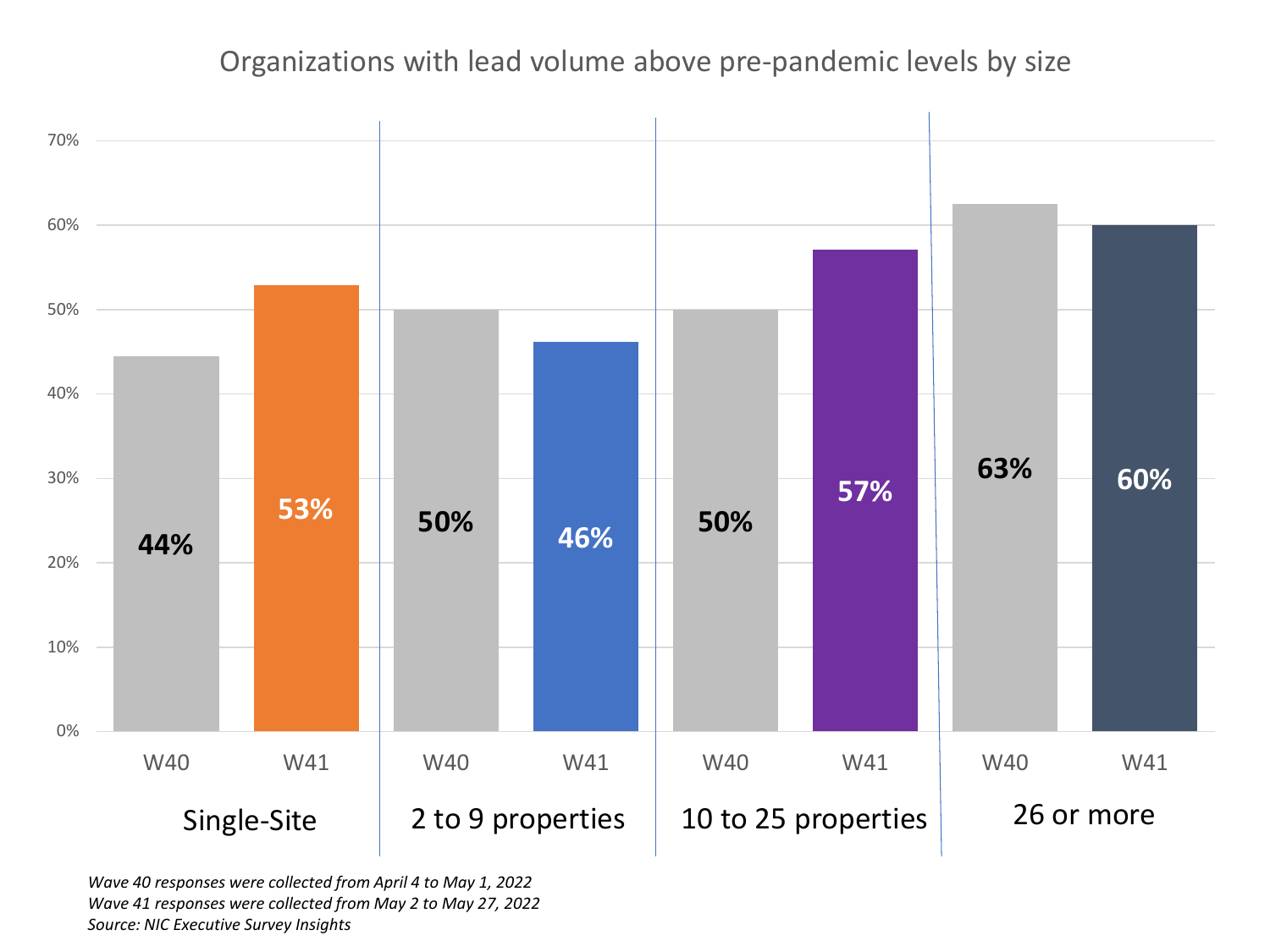## Organizations with lead volume above pre-pandemic levels by size

| Size | W40 | W41 |
| --- | --- | --- |
| Single-Site | 44% | 53% |
| 2 to 9 properties | 50% | 46% |
| 10 to 25 properties | 50% | 57% |
| 26 or more | 63% | 60% |

*Wave 40 responses were collected from April 4 to May 1, 2022*
*Wave 41 responses were collected from May 2 to May 27, 2022*
*Source: NIC Executive Survey Insights*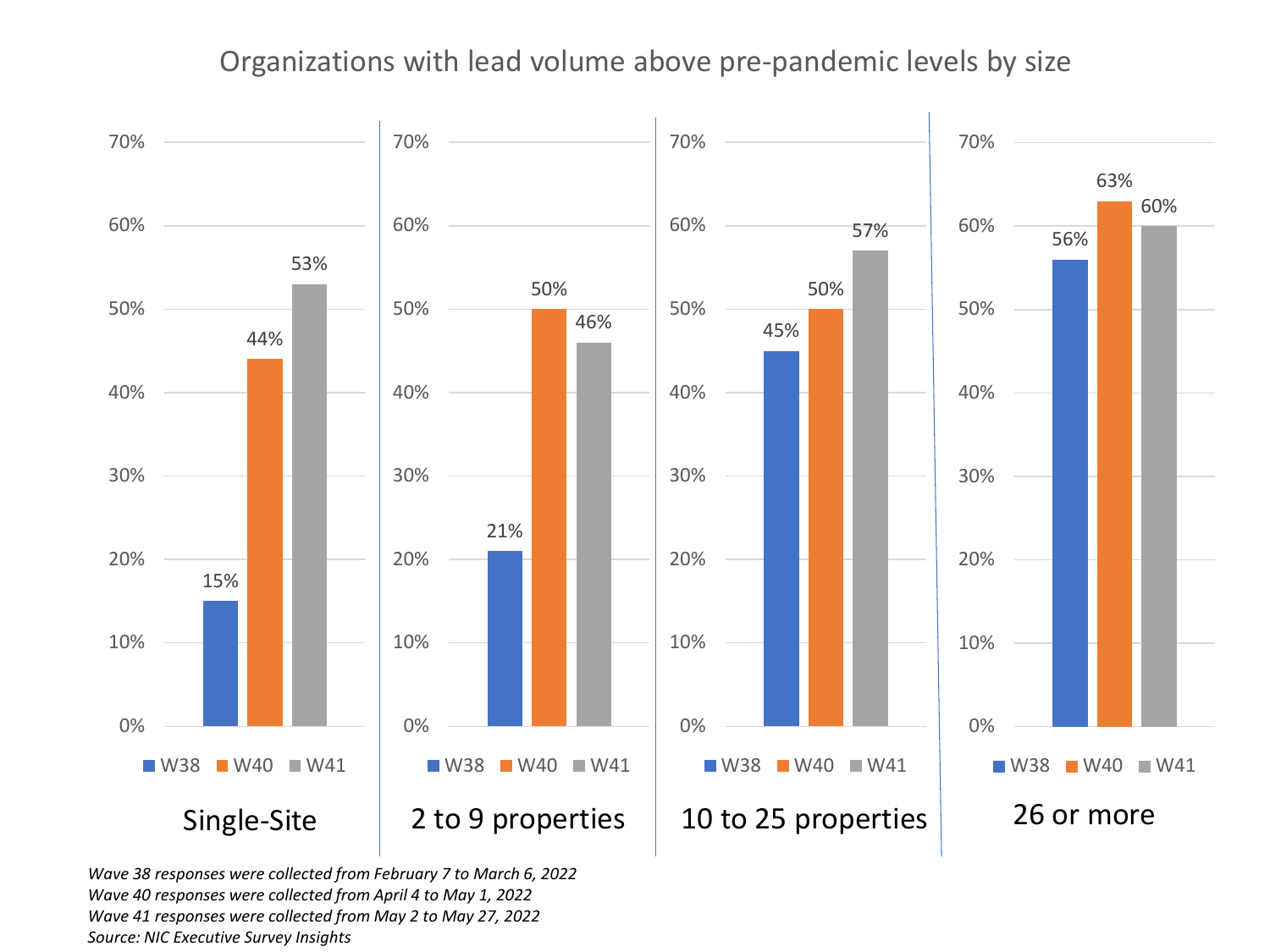# Organizations with lead volume above pre-pandemic levels by size

| Size | W38 | W40 | W41 |
| --- | --- | --- | --- |
| Single-Site | 15% | 44% | 53% |
| 2 to 9 properties | 21% | 50% | 46% |
| 10 to 25 properties | 45% | 50% | 57% |
| 26 or more | 56% | 63% | 60% |

*Wave 38 responses were collected from February 7 to March 6, 2022*
*Wave 40 responses were collected from April 4 to May 1, 2022*
*Wave 41 responses were collected from May 2 to May 27, 2022*
*Source: NIC Executive Survey Insights*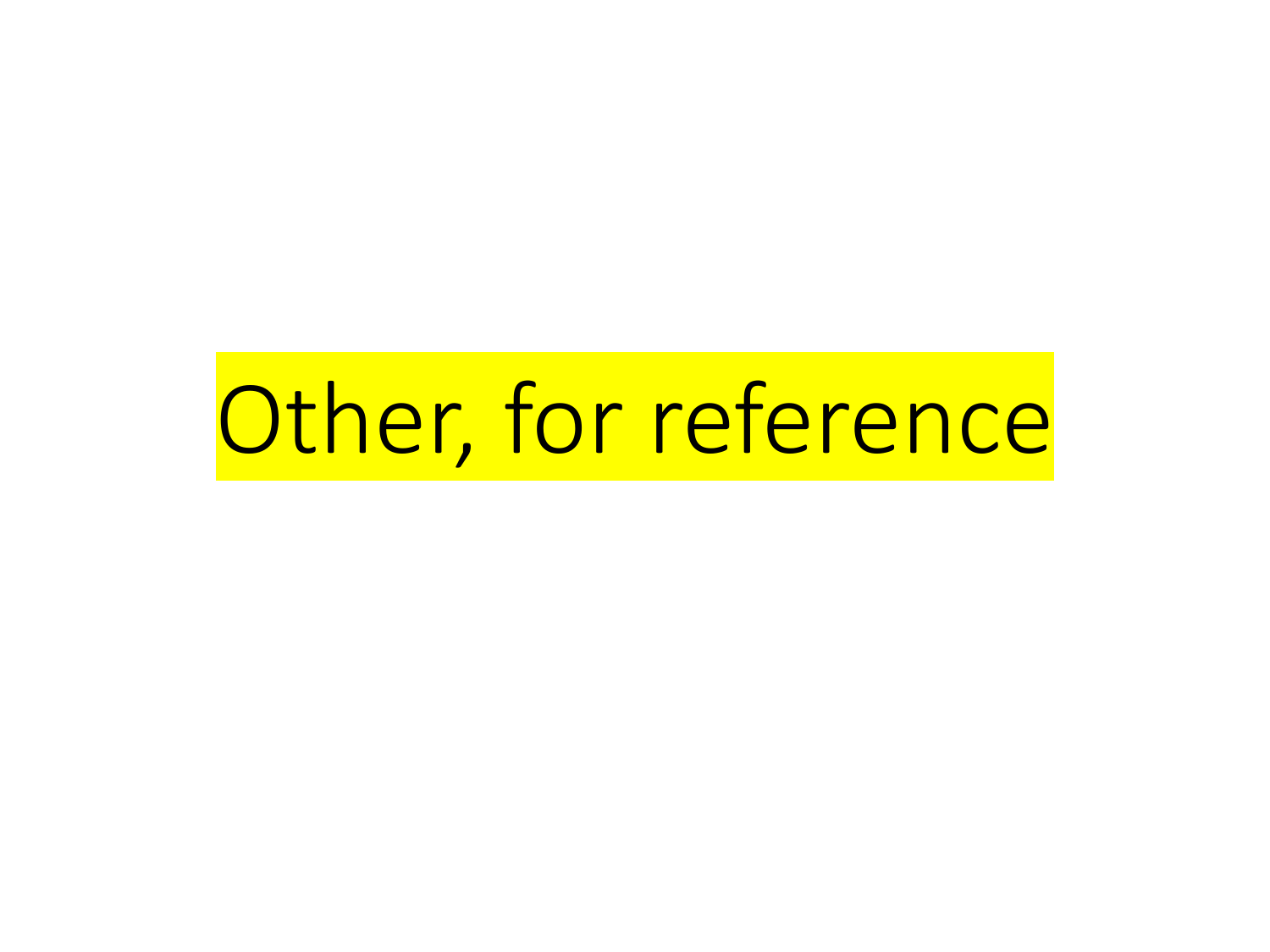# Other, for reference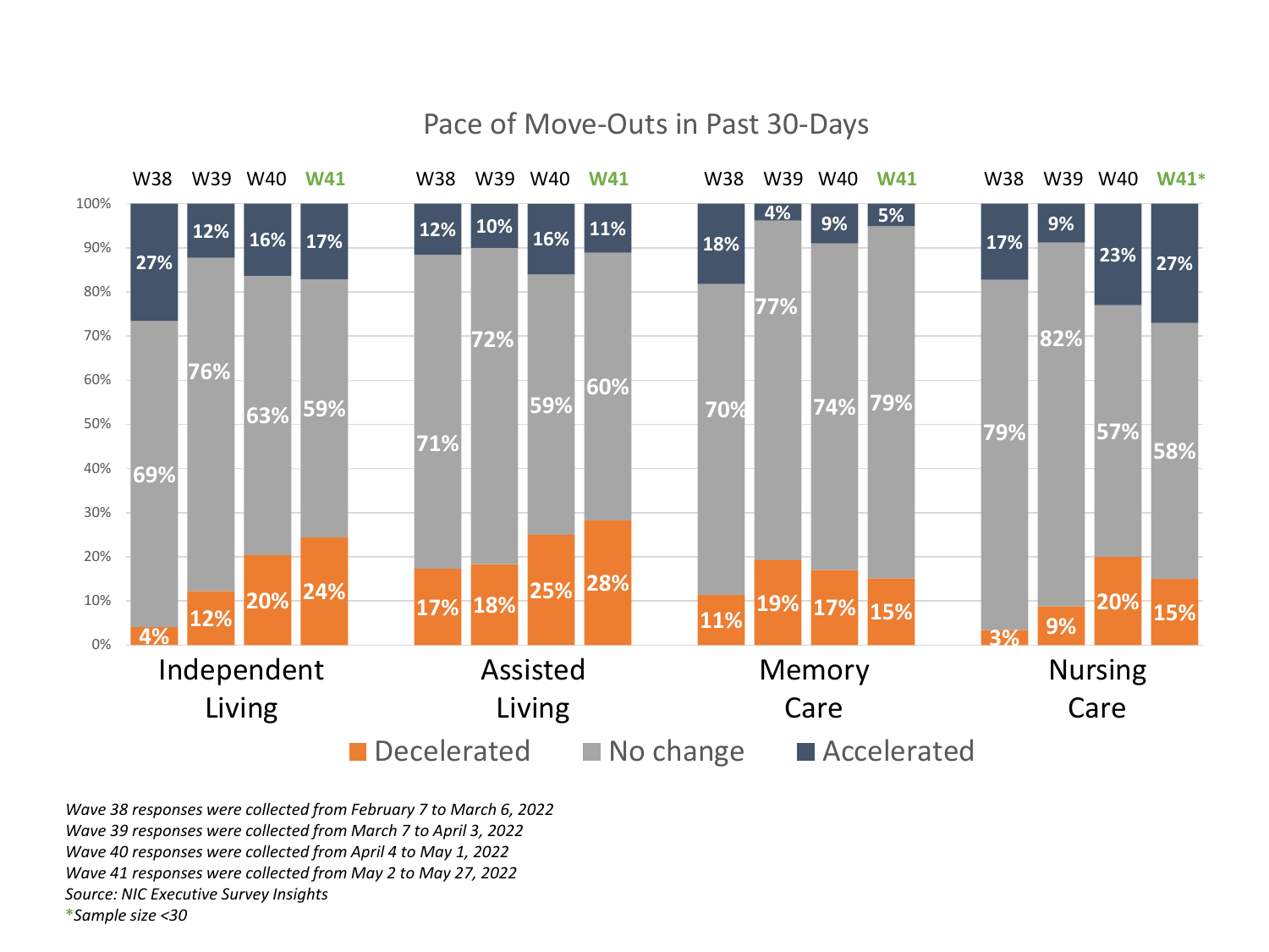# Pace of Move-Outs in Past 30-Days

| | Wave | Decelerated | No change | Accelerated |
|---|---|---|---|---|
| Independent Living | W38 | 4% | 69% | 27% |
| | W39 | 12% | 76% | 12% |
| | W40 | 20% | 63% | 16% |
| | W41 | 24% | 59% | 17% |
| Assisted Living | W38 | 17% | 71% | 12% |
| | W39 | 18% | 72% | 10% |
| | W40 | 25% | 59% | 16% |
| | W41 | 28% | 60% | 11% |
| Memory Care | W38 | 11% | 70% | 18% |
| | W39 | 19% | 77% | 4% |
| | W40 | 17% | 74% | 9% |
| | W41 | 15% | 79% | 5% |
| Nursing Care | W38 | 3% | 79% | 17% |
| | W39 | 9% | 82% | 9% |
| | W40 | 20% | 57% | 23% |
| | W41* | 15% | 58% | 27% |

*Wave 38 responses were collected from February 7 to March 6, 2022*
*Wave 39 responses were collected from March 7 to April 3, 2022*
*Wave 40 responses were collected from April 4 to May 1, 2022*
*Wave 41 responses were collected from May 2 to May 27, 2022*
*Source: NIC Executive Survey Insights*
*Sample size <30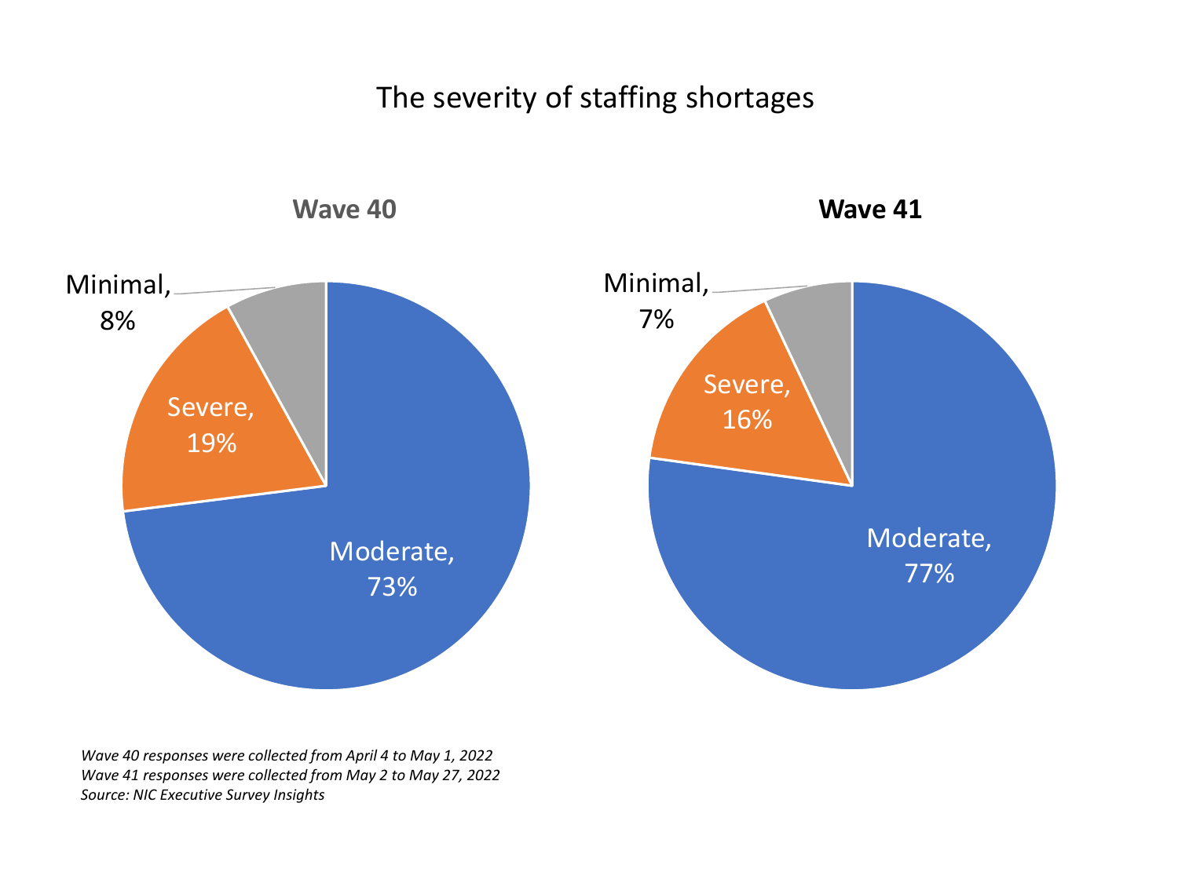# The severity of staffing shortages

**Wave 40**

Minimal, 8%

Severe, 19%

Moderate, 73%

**Wave 41**

Minimal, 7%

Severe, 16%

Moderate, 77%

*Wave 40 responses were collected from April 4 to May 1, 2022*
*Wave 41 responses were collected from May 2 to May 27, 2022*
*Source: NIC Executive Survey Insights*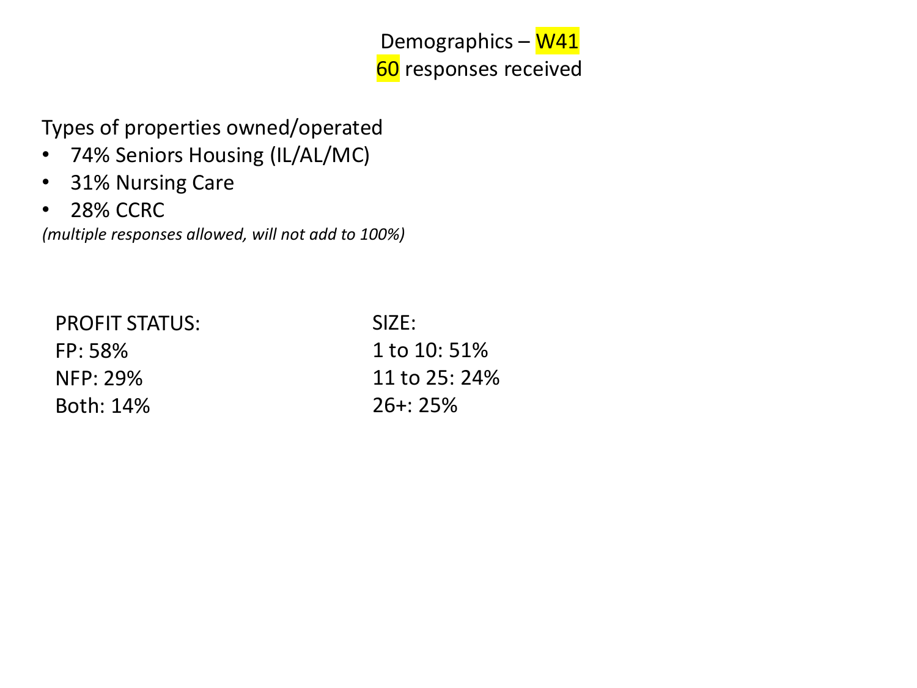# Demographics – W41
## 60 responses received

Types of properties owned/operated

- 74% Seniors Housing (IL/AL/MC)
- 31% Nursing Care
- 28% CCRC

*(multiple responses allowed, will not add to 100%)*

PROFIT STATUS:
FP: 58%
NFP: 29%
Both: 14%

SIZE:
1 to 10: 51%
11 to 25: 24%
26+: 25%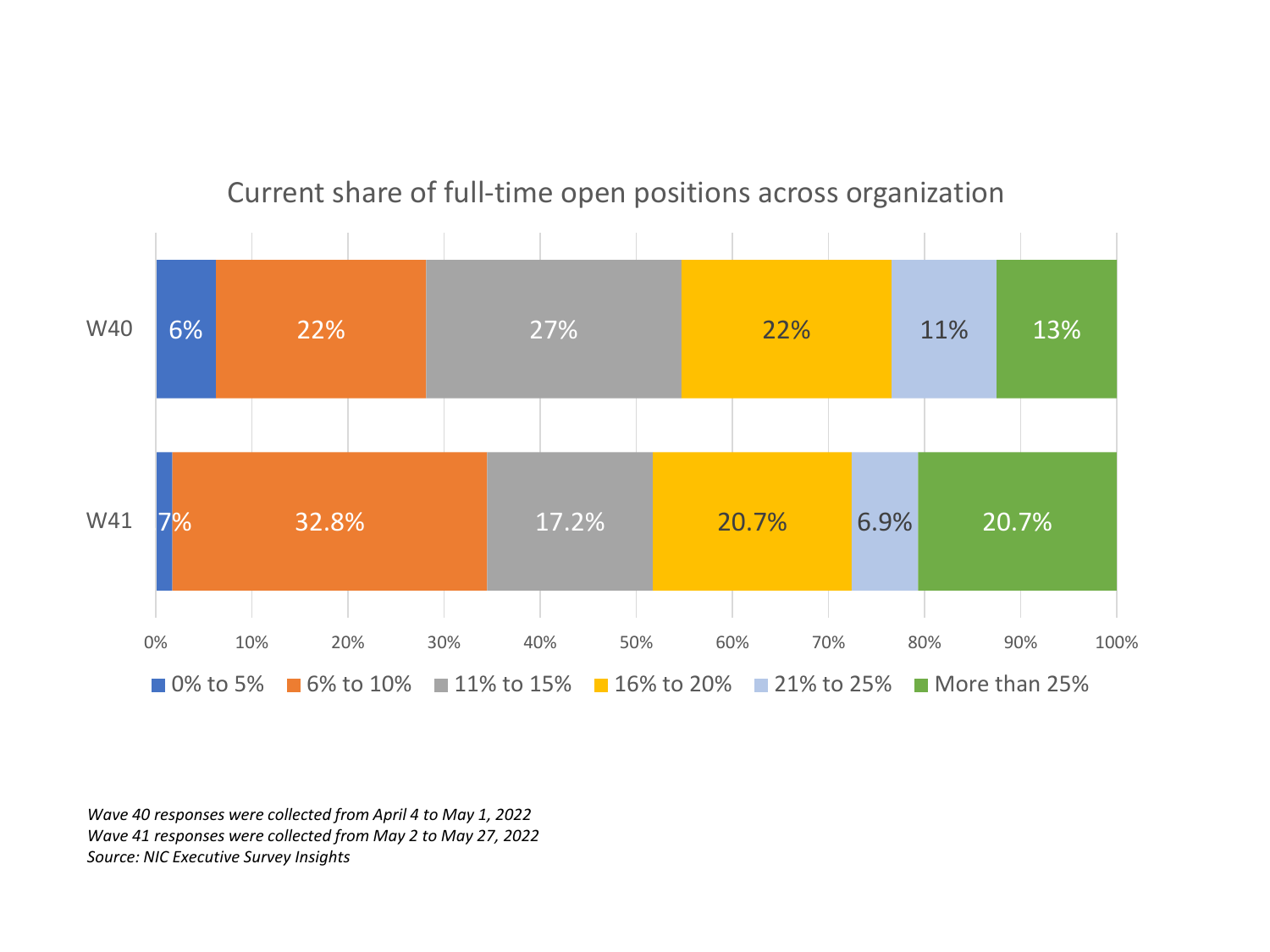## Current share of full-time open positions across organization

| | 0% to 5% | 6% to 10% | 11% to 15% | 16% to 20% | 21% to 25% | More than 25% |
|---|---|---|---|---|---|---|
| W40 | 6% | 22% | 27% | 22% | 11% | 13% |
| W41 | 7% | 32.8% | 17.2% | 20.7% | 6.9% | 20.7% |

*Wave 40 responses were collected from April 4 to May 1, 2022*
*Wave 41 responses were collected from May 2 to May 27, 2022*
*Source: NIC Executive Survey Insights*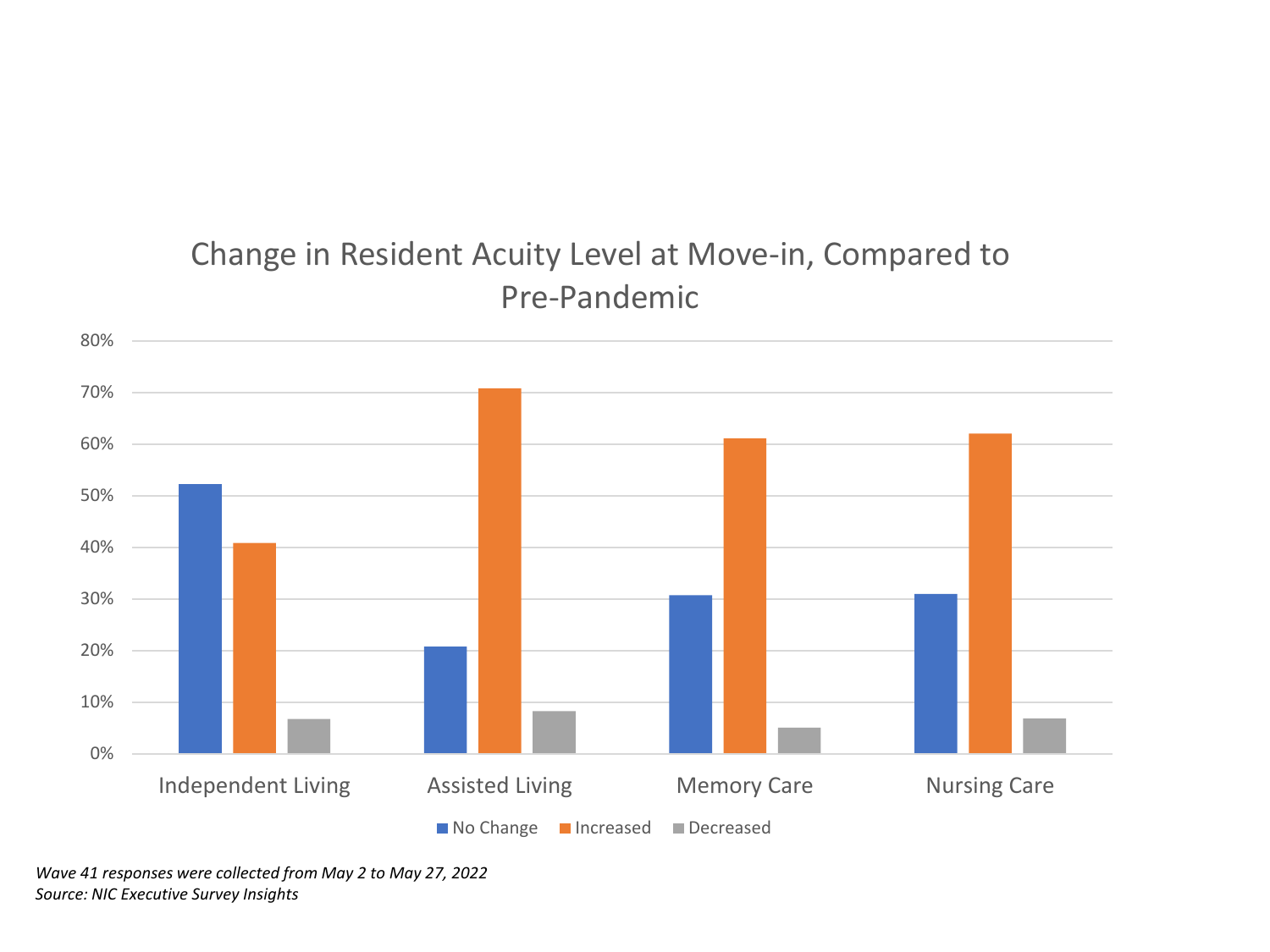## Change in Resident Acuity Level at Move-in, Compared to Pre-Pandemic

80%
70%
60%
50%
40%
30%
20%
10%
0%

Independent Living | Assisted Living | Memory Care | Nursing Care

■ No Change ■ Increased ■ Decreased

*Wave 41 responses were collected from May 2 to May 27, 2022*
*Source: NIC Executive Survey Insights*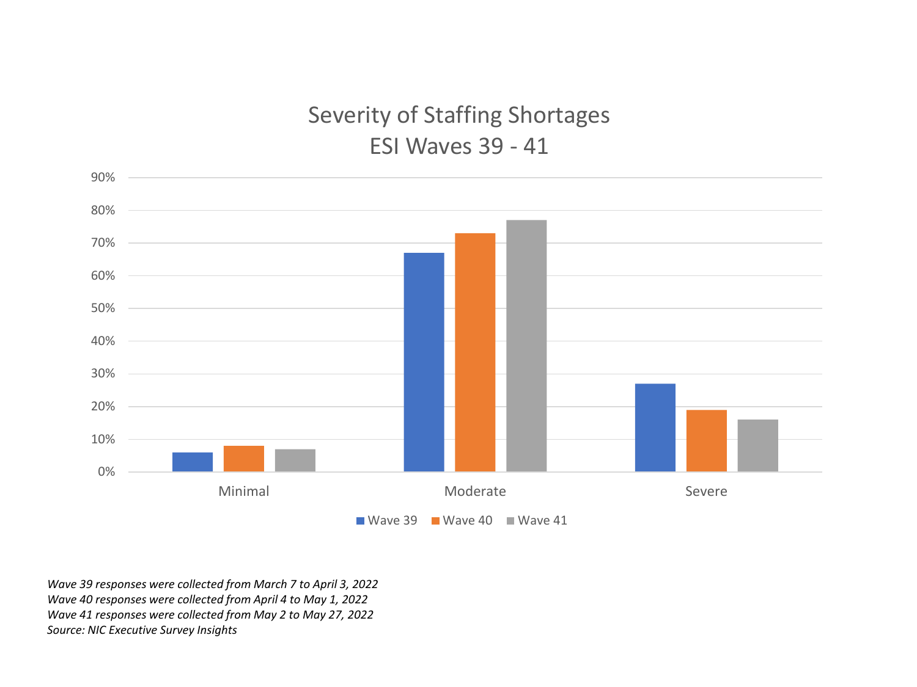Severity of Staffing Shortages
ESI Waves 39 - 41

90%
80%
70%
60%
50%
40%
30%
20%
10%
0%

Minimal
Moderate
Severe

Wave 39
Wave 40
Wave 41

*Wave 39 responses were collected from March 7 to April 3, 2022*
*Wave 40 responses were collected from April 4 to May 1, 2022*
*Wave 41 responses were collected from May 2 to May 27, 2022*
*Source: NIC Executive Survey Insights*